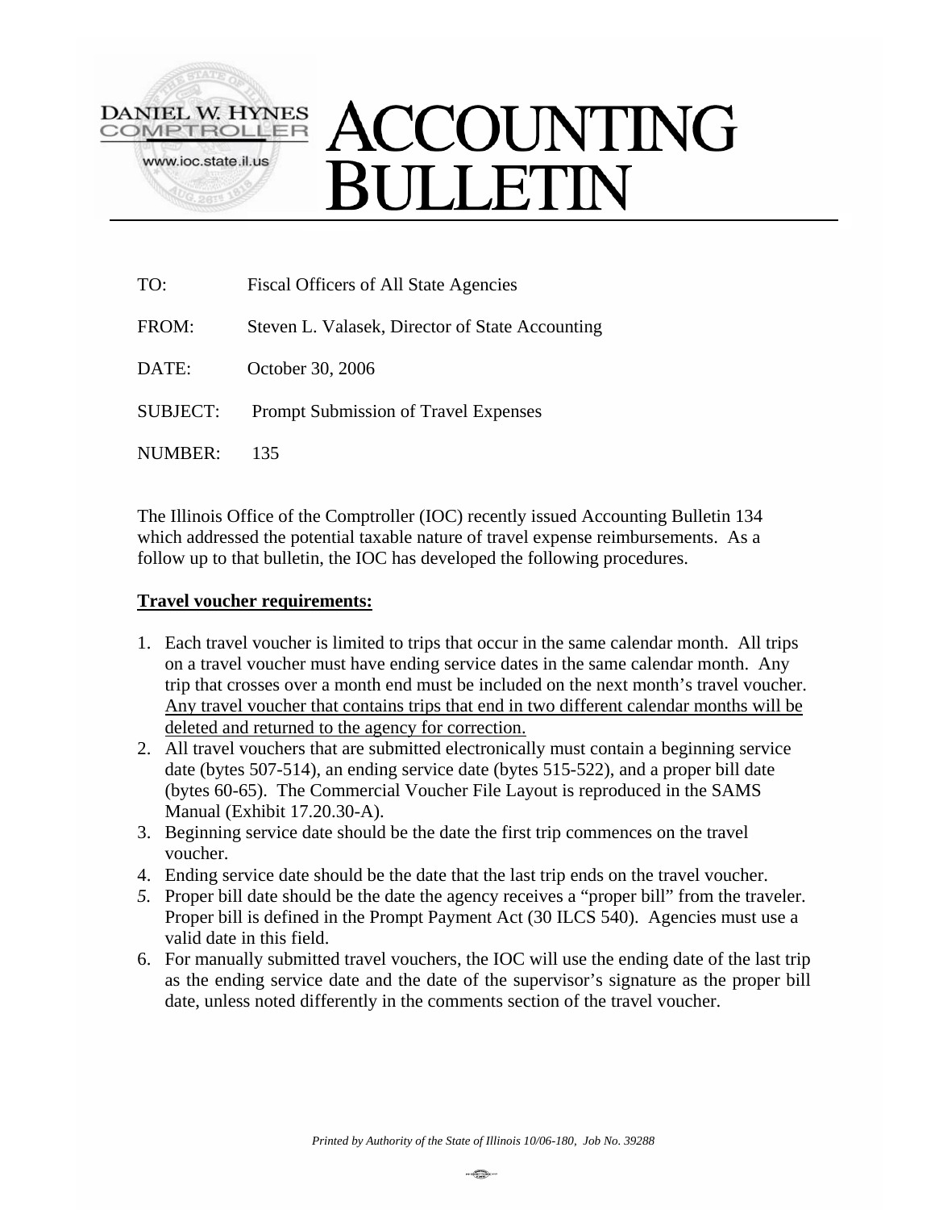DANIEL W. HYNES
COMPTROLLER
www.ioc.state.il.us

# ACCOUNTING BULLETIN

TO: Fiscal Officers of All State Agencies

FROM: Steven L. Valasek, Director of State Accounting

DATE: October 30, 2006

SUBJECT: Prompt Submission of Travel Expenses

NUMBER: 135

The Illinois Office of the Comptroller (IOC) recently issued Accounting Bulletin 134 which addressed the potential taxable nature of travel expense reimbursements. As a follow up to that bulletin, the IOC has developed the following procedures.

**Travel voucher requirements:**

1. Each travel voucher is limited to trips that occur in the same calendar month. All trips on a travel voucher must have ending service dates in the same calendar month. Any trip that crosses over a month end must be included on the next month's travel voucher. <u>Any travel voucher that contains trips that end in two different calendar months will be deleted and returned to the agency for correction.</u>
2. All travel vouchers that are submitted electronically must contain a beginning service date (bytes 507-514), an ending service date (bytes 515-522), and a proper bill date (bytes 60-65). The Commercial Voucher File Layout is reproduced in the SAMS Manual (Exhibit 17.20.30-A).
3. Beginning service date should be the date the first trip commences on the travel voucher.
4. Ending service date should be the date that the last trip ends on the travel voucher.
5. Proper bill date should be the date the agency receives a "proper bill" from the traveler. Proper bill is defined in the Prompt Payment Act (30 ILCS 540). Agencies must use a valid date in this field.
6. For manually submitted travel vouchers, the IOC will use the ending date of the last trip as the ending service date and the date of the supervisor's signature as the proper bill date, unless noted differently in the comments section of the travel voucher.

*Printed by Authority of the State of Illinois 10/06-180, Job No. 39288*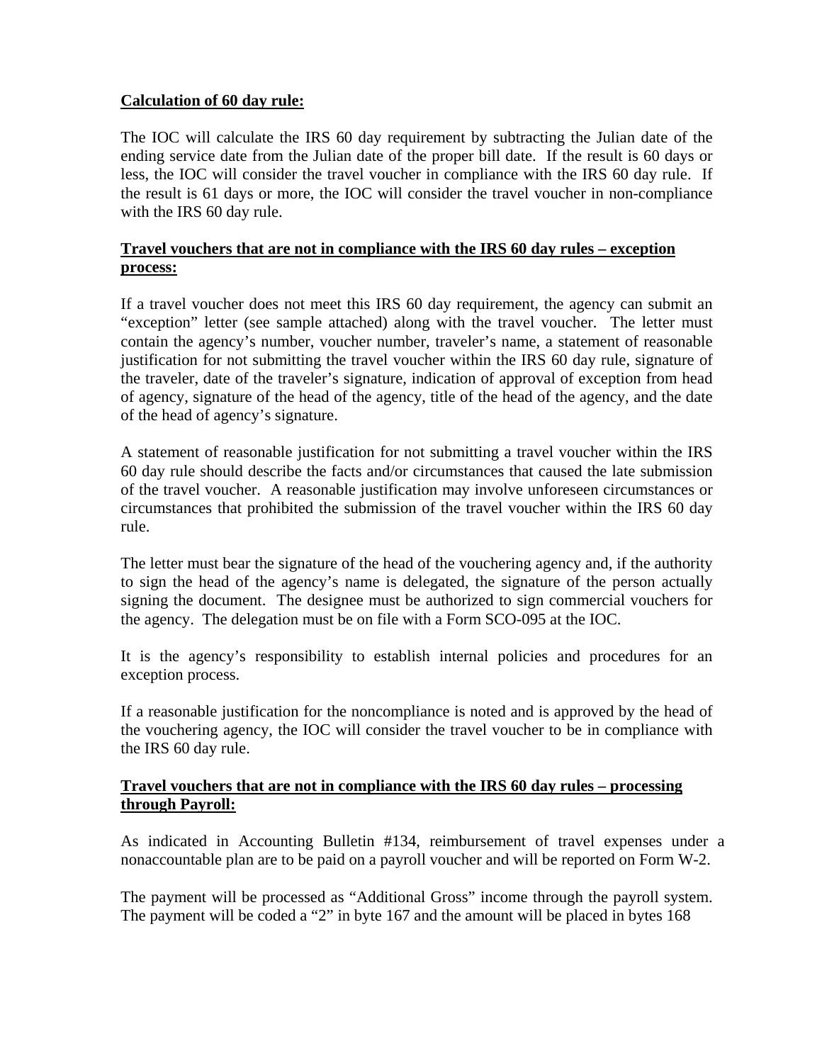**Calculation of 60 day rule:**

The IOC will calculate the IRS 60 day requirement by subtracting the Julian date of the ending service date from the Julian date of the proper bill date. If the result is 60 days or less, the IOC will consider the travel voucher in compliance with the IRS 60 day rule. If the result is 61 days or more, the IOC will consider the travel voucher in non-compliance with the IRS 60 day rule.

**Travel vouchers that are not in compliance with the IRS 60 day rules – exception process:**

If a travel voucher does not meet this IRS 60 day requirement, the agency can submit an "exception" letter (see sample attached) along with the travel voucher. The letter must contain the agency's number, voucher number, traveler's name, a statement of reasonable justification for not submitting the travel voucher within the IRS 60 day rule, signature of the traveler, date of the traveler's signature, indication of approval of exception from head of agency, signature of the head of the agency, title of the head of the agency, and the date of the head of agency's signature.

A statement of reasonable justification for not submitting a travel voucher within the IRS 60 day rule should describe the facts and/or circumstances that caused the late submission of the travel voucher. A reasonable justification may involve unforeseen circumstances or circumstances that prohibited the submission of the travel voucher within the IRS 60 day rule.

The letter must bear the signature of the head of the vouchering agency and, if the authority to sign the head of the agency's name is delegated, the signature of the person actually signing the document. The designee must be authorized to sign commercial vouchers for the agency. The delegation must be on file with a Form SCO-095 at the IOC.

It is the agency's responsibility to establish internal policies and procedures for an exception process.

If a reasonable justification for the noncompliance is noted and is approved by the head of the vouchering agency, the IOC will consider the travel voucher to be in compliance with the IRS 60 day rule.

**Travel vouchers that are not in compliance with the IRS 60 day rules – processing through Payroll:**

As indicated in Accounting Bulletin #134, reimbursement of travel expenses under a nonaccountable plan are to be paid on a payroll voucher and will be reported on Form W-2.

The payment will be processed as "Additional Gross" income through the payroll system. The payment will be coded a "2" in byte 167 and the amount will be placed in bytes 168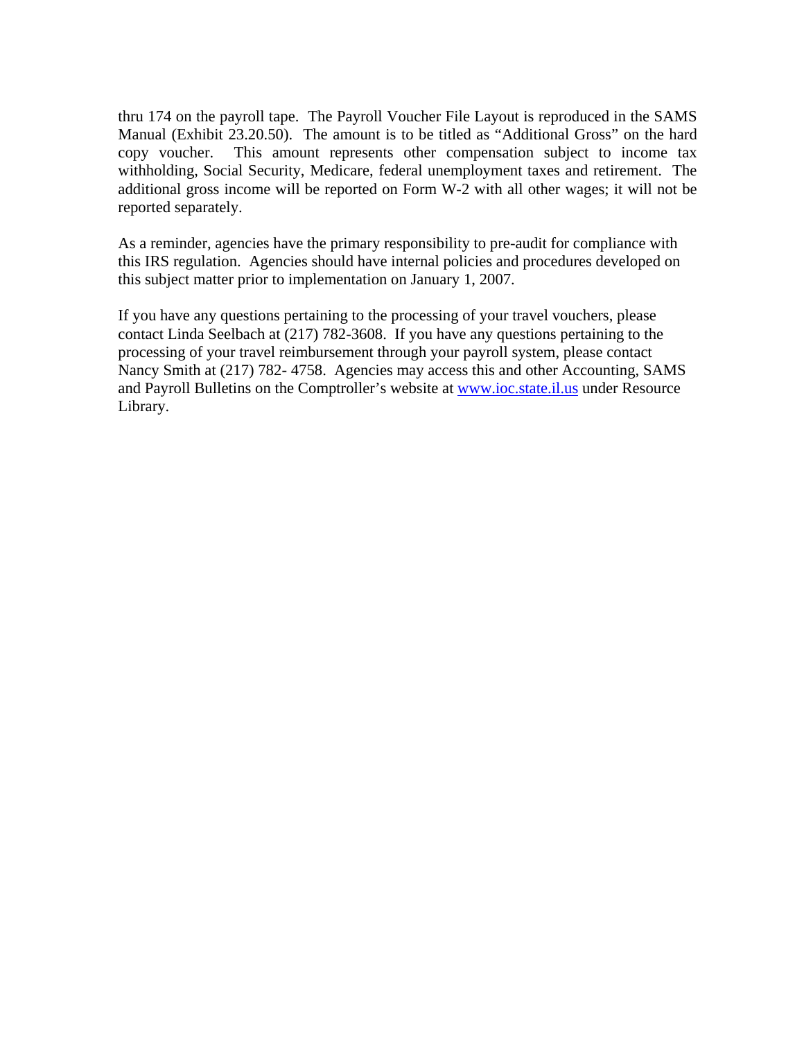thru 174 on the payroll tape. The Payroll Voucher File Layout is reproduced in the SAMS Manual (Exhibit 23.20.50). The amount is to be titled as "Additional Gross" on the hard copy voucher. This amount represents other compensation subject to income tax withholding, Social Security, Medicare, federal unemployment taxes and retirement. The additional gross income will be reported on Form W-2 with all other wages; it will not be reported separately.

As a reminder, agencies have the primary responsibility to pre-audit for compliance with this IRS regulation. Agencies should have internal policies and procedures developed on this subject matter prior to implementation on January 1, 2007.

If you have any questions pertaining to the processing of your travel vouchers, please contact Linda Seelbach at (217) 782-3608. If you have any questions pertaining to the processing of your travel reimbursement through your payroll system, please contact Nancy Smith at (217) 782- 4758. Agencies may access this and other Accounting, SAMS and Payroll Bulletins on the Comptroller's website at [www.ioc.state.il.us](http://www.ioc.state.il.us) under Resource Library.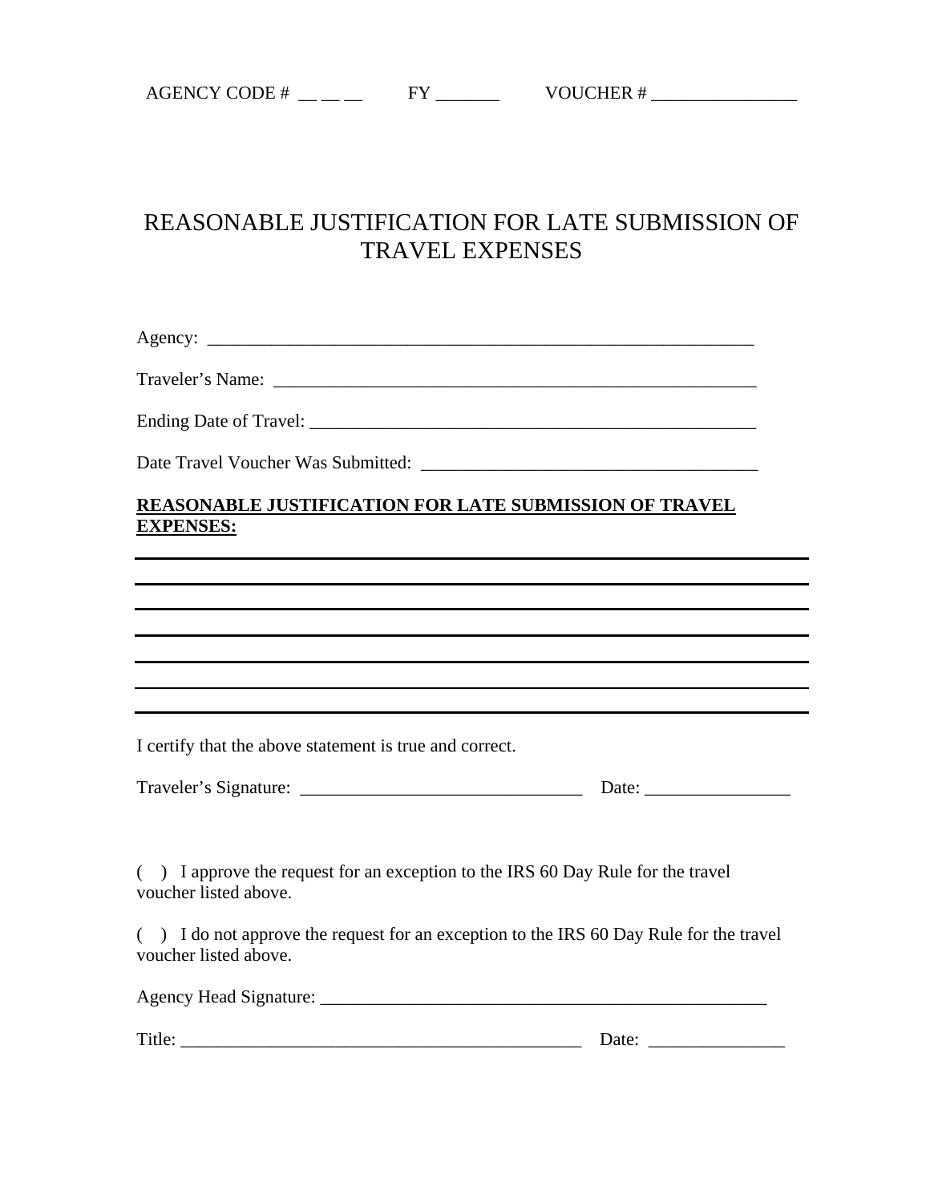AGENCY CODE # __ __ __ FY _______ VOUCHER # ________________

# REASONABLE JUSTIFICATION FOR LATE SUBMISSION OF TRAVEL EXPENSES

Agency: ______________________________________________________________

Traveler's Name: _______________________________________________________

Ending Date of Travel: ___________________________________________________

Date Travel Voucher Was Submitted: ____________________________________

**REASONABLE JUSTIFICATION FOR LATE SUBMISSION OF TRAVEL EXPENSES:**

_____________________________________________________________________________

_____________________________________________________________________________

_____________________________________________________________________________

_____________________________________________________________________________

_____________________________________________________________________________

_____________________________________________________________________________

_____________________________________________________________________________

I certify that the above statement is true and correct.

Traveler's Signature: _______________________________ Date: ________________

( ) I approve the request for an exception to the IRS 60 Day Rule for the travel voucher listed above.

( ) I do not approve the request for an exception to the IRS 60 Day Rule for the travel voucher listed above.

Agency Head Signature: ____________________________________________________

Title: ______________________________________________ Date: _______________